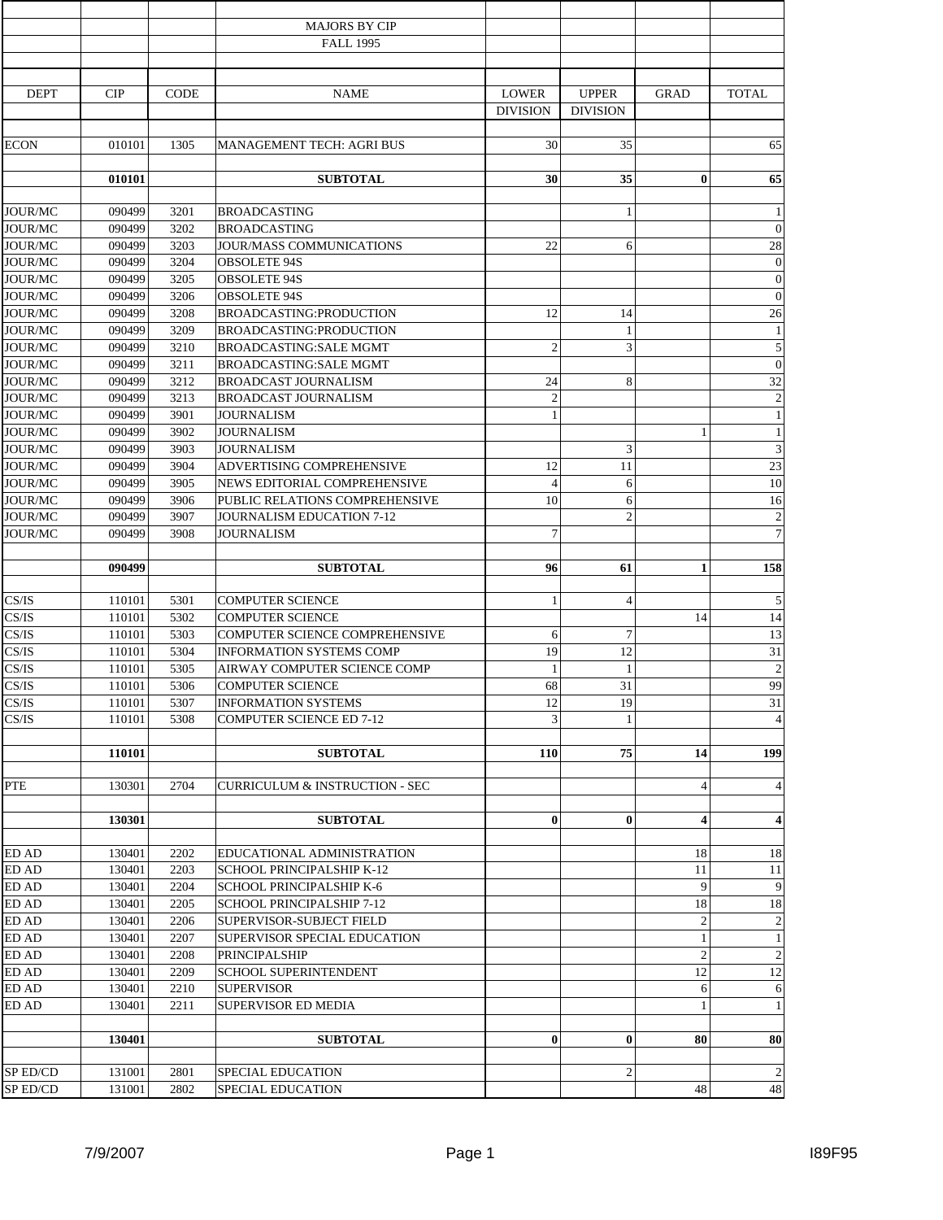# MAJORS BY CIP

## FALL 1995

| DEPT | CIP | CODE | NAME | LOWER DIVISION | UPPER DIVISION | GRAD | TOTAL |
|---|---|---|---|---|---|---|---|
| ECON | 010101 | 1305 | MANAGEMENT TECH: AGRI BUS | 30 | 35 | | 65 |
| | **010101** | | **SUBTOTAL** | **30** | **35** | **0** | **65** |
| JOUR/MC | 090499 | 3201 | BROADCASTING | | 1 | | 1 |
| JOUR/MC | 090499 | 3202 | BROADCASTING | | | | 0 |
| JOUR/MC | 090499 | 3203 | JOUR/MASS COMMUNICATIONS | 22 | 6 | | 28 |
| JOUR/MC | 090499 | 3204 | OBSOLETE 94S | | | | 0 |
| JOUR/MC | 090499 | 3205 | OBSOLETE 94S | | | | 0 |
| JOUR/MC | 090499 | 3206 | OBSOLETE 94S | | | | 0 |
| JOUR/MC | 090499 | 3208 | BROADCASTING:PRODUCTION | 12 | 14 | | 26 |
| JOUR/MC | 090499 | 3209 | BROADCASTING:PRODUCTION | | 1 | | 1 |
| JOUR/MC | 090499 | 3210 | BROADCASTING:SALE MGMT | 2 | 3 | | 5 |
| JOUR/MC | 090499 | 3211 | BROADCASTING:SALE MGMT | | | | 0 |
| JOUR/MC | 090499 | 3212 | BROADCAST JOURNALISM | 24 | 8 | | 32 |
| JOUR/MC | 090499 | 3213 | BROADCAST JOURNALISM | 2 | | | 2 |
| JOUR/MC | 090499 | 3901 | JOURNALISM | 1 | | | 1 |
| JOUR/MC | 090499 | 3902 | JOURNALISM | | | 1 | 1 |
| JOUR/MC | 090499 | 3903 | JOURNALISM | | 3 | | 3 |
| JOUR/MC | 090499 | 3904 | ADVERTISING COMPREHENSIVE | 12 | 11 | | 23 |
| JOUR/MC | 090499 | 3905 | NEWS EDITORIAL COMPREHENSIVE | 4 | 6 | | 10 |
| JOUR/MC | 090499 | 3906 | PUBLIC RELATIONS COMPREHENSIVE | 10 | 6 | | 16 |
| JOUR/MC | 090499 | 3907 | JOURNALISM EDUCATION 7-12 | | 2 | | 2 |
| JOUR/MC | 090499 | 3908 | JOURNALISM | 7 | | | 7 |
| | **090499** | | **SUBTOTAL** | **96** | **61** | **1** | **158** |
| CS/IS | 110101 | 5301 | COMPUTER SCIENCE | 1 | 4 | | 5 |
| CS/IS | 110101 | 5302 | COMPUTER SCIENCE | | | 14 | 14 |
| CS/IS | 110101 | 5303 | COMPUTER SCIENCE COMPREHENSIVE | 6 | 7 | | 13 |
| CS/IS | 110101 | 5304 | INFORMATION SYSTEMS COMP | 19 | 12 | | 31 |
| CS/IS | 110101 | 5305 | AIRWAY COMPUTER SCIENCE COMP | 1 | 1 | | 2 |
| CS/IS | 110101 | 5306 | COMPUTER SCIENCE | 68 | 31 | | 99 |
| CS/IS | 110101 | 5307 | INFORMATION SYSTEMS | 12 | 19 | | 31 |
| CS/IS | 110101 | 5308 | COMPUTER SCIENCE ED 7-12 | 3 | 1 | | 4 |
| | **110101** | | **SUBTOTAL** | **110** | **75** | **14** | **199** |
| PTE | 130301 | 2704 | CURRICULUM & INSTRUCTION - SEC | | | 4 | 4 |
| | **130301** | | **SUBTOTAL** | **0** | **0** | **4** | **4** |
| ED AD | 130401 | 2202 | EDUCATIONAL ADMINISTRATION | | | 18 | 18 |
| ED AD | 130401 | 2203 | SCHOOL PRINCIPALSHIP K-12 | | | 11 | 11 |
| ED AD | 130401 | 2204 | SCHOOL PRINCIPALSHIP K-6 | | | 9 | 9 |
| ED AD | 130401 | 2205 | SCHOOL PRINCIPALSHIP 7-12 | | | 18 | 18 |
| ED AD | 130401 | 2206 | SUPERVISOR-SUBJECT FIELD | | | 2 | 2 |
| ED AD | 130401 | 2207 | SUPERVISOR SPECIAL EDUCATION | | | 1 | 1 |
| ED AD | 130401 | 2208 | PRINCIPALSHIP | | | 2 | 2 |
| ED AD | 130401 | 2209 | SCHOOL SUPERINTENDENT | | | 12 | 12 |
| ED AD | 130401 | 2210 | SUPERVISOR | | | 6 | 6 |
| ED AD | 130401 | 2211 | SUPERVISOR ED MEDIA | | | 1 | 1 |
| | **130401** | | **SUBTOTAL** | **0** | **0** | **80** | **80** |
| SP ED/CD | 131001 | 2801 | SPECIAL EDUCATION | | 2 | | 2 |
| SP ED/CD | 131001 | 2802 | SPECIAL EDUCATION | | | 48 | 48 |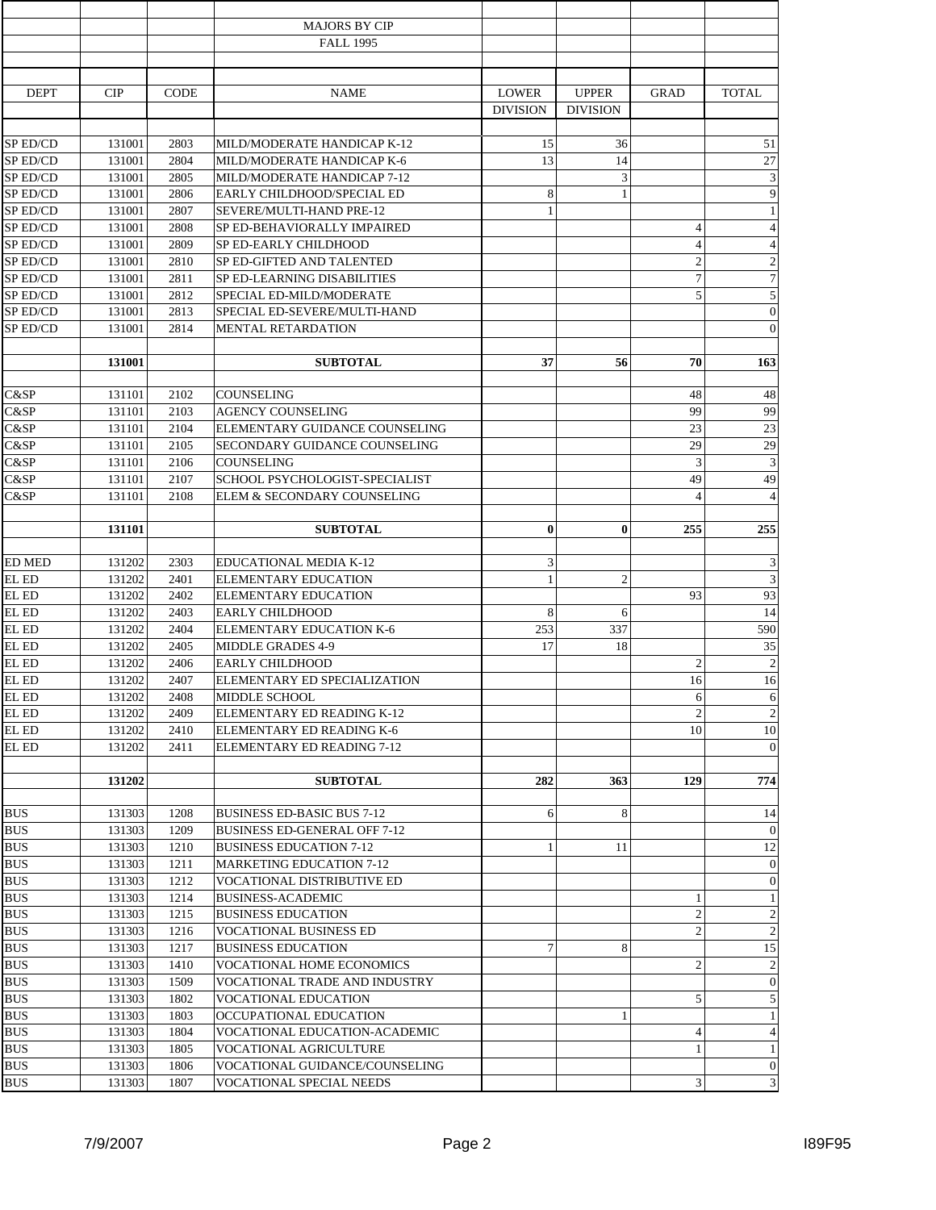MAJORS BY CIP

FALL 1995

| DEPT | CIP | CODE | NAME | LOWER DIVISION | UPPER DIVISION | GRAD | TOTAL |
|---|---|---|---|---|---|---|---|
| SP ED/CD | 131001 | 2803 | MILD/MODERATE HANDICAP K-12 | 15 | 36 | | 51 |
| SP ED/CD | 131001 | 2804 | MILD/MODERATE HANDICAP K-6 | 13 | 14 | | 27 |
| SP ED/CD | 131001 | 2805 | MILD/MODERATE HANDICAP 7-12 | | 3 | | 3 |
| SP ED/CD | 131001 | 2806 | EARLY CHILDHOOD/SPECIAL ED | 8 | 1 | | 9 |
| SP ED/CD | 131001 | 2807 | SEVERE/MULTI-HAND PRE-12 | 1 | | | 1 |
| SP ED/CD | 131001 | 2808 | SP ED-BEHAVIORALLY IMPAIRED | | | 4 | 4 |
| SP ED/CD | 131001 | 2809 | SP ED-EARLY CHILDHOOD | | | 4 | 4 |
| SP ED/CD | 131001 | 2810 | SP ED-GIFTED AND TALENTED | | | 2 | 2 |
| SP ED/CD | 131001 | 2811 | SP ED-LEARNING DISABILITIES | | | 7 | 7 |
| SP ED/CD | 131001 | 2812 | SPECIAL ED-MILD/MODERATE | | | 5 | 5 |
| SP ED/CD | 131001 | 2813 | SPECIAL ED-SEVERE/MULTI-HAND | | | | 0 |
| SP ED/CD | 131001 | 2814 | MENTAL RETARDATION | | | | 0 |
| | **131001** | | **SUBTOTAL** | **37** | **56** | **70** | **163** |
| C&SP | 131101 | 2102 | COUNSELING | | | 48 | 48 |
| C&SP | 131101 | 2103 | AGENCY COUNSELING | | | 99 | 99 |
| C&SP | 131101 | 2104 | ELEMENTARY GUIDANCE COUNSELING | | | 23 | 23 |
| C&SP | 131101 | 2105 | SECONDARY GUIDANCE COUNSELING | | | 29 | 29 |
| C&SP | 131101 | 2106 | COUNSELING | | | 3 | 3 |
| C&SP | 131101 | 2107 | SCHOOL PSYCHOLOGIST-SPECIALIST | | | 49 | 49 |
| C&SP | 131101 | 2108 | ELEM & SECONDARY COUNSELING | | | 4 | 4 |
| | **131101** | | **SUBTOTAL** | **0** | **0** | **255** | **255** |
| ED MED | 131202 | 2303 | EDUCATIONAL MEDIA K-12 | 3 | | | 3 |
| EL ED | 131202 | 2401 | ELEMENTARY EDUCATION | 1 | 2 | | 3 |
| EL ED | 131202 | 2402 | ELEMENTARY EDUCATION | | | 93 | 93 |
| EL ED | 131202 | 2403 | EARLY CHILDHOOD | 8 | 6 | | 14 |
| EL ED | 131202 | 2404 | ELEMENTARY EDUCATION K-6 | 253 | 337 | | 590 |
| EL ED | 131202 | 2405 | MIDDLE GRADES 4-9 | 17 | 18 | | 35 |
| EL ED | 131202 | 2406 | EARLY CHILDHOOD | | | 2 | 2 |
| EL ED | 131202 | 2407 | ELEMENTARY ED SPECIALIZATION | | | 16 | 16 |
| EL ED | 131202 | 2408 | MIDDLE SCHOOL | | | 6 | 6 |
| EL ED | 131202 | 2409 | ELEMENTARY ED READING K-12 | | | 2 | 2 |
| EL ED | 131202 | 2410 | ELEMENTARY ED READING K-6 | | | 10 | 10 |
| EL ED | 131202 | 2411 | ELEMENTARY ED READING 7-12 | | | | 0 |
| | **131202** | | **SUBTOTAL** | **282** | **363** | **129** | **774** |
| BUS | 131303 | 1208 | BUSINESS ED-BASIC BUS 7-12 | 6 | 8 | | 14 |
| BUS | 131303 | 1209 | BUSINESS ED-GENERAL OFF 7-12 | | | | 0 |
| BUS | 131303 | 1210 | BUSINESS EDUCATION 7-12 | 1 | 11 | | 12 |
| BUS | 131303 | 1211 | MARKETING EDUCATION 7-12 | | | | 0 |
| BUS | 131303 | 1212 | VOCATIONAL DISTRIBUTIVE ED | | | | 0 |
| BUS | 131303 | 1214 | BUSINESS-ACADEMIC | | | 1 | 1 |
| BUS | 131303 | 1215 | BUSINESS EDUCATION | | | 2 | 2 |
| BUS | 131303 | 1216 | VOCATIONAL BUSINESS ED | | | 2 | 2 |
| BUS | 131303 | 1217 | BUSINESS EDUCATION | 7 | 8 | | 15 |
| BUS | 131303 | 1410 | VOCATIONAL HOME ECONOMICS | | | 2 | 2 |
| BUS | 131303 | 1509 | VOCATIONAL TRADE AND INDUSTRY | | | | 0 |
| BUS | 131303 | 1802 | VOCATIONAL EDUCATION | | | 5 | 5 |
| BUS | 131303 | 1803 | OCCUPATIONAL EDUCATION | | 1 | | 1 |
| BUS | 131303 | 1804 | VOCATIONAL EDUCATION-ACADEMIC | | | 4 | 4 |
| BUS | 131303 | 1805 | VOCATIONAL AGRICULTURE | | | 1 | 1 |
| BUS | 131303 | 1806 | VOCATIONAL GUIDANCE/COUNSELING | | | | 0 |
| BUS | 131303 | 1807 | VOCATIONAL SPECIAL NEEDS | | | 3 | 3 |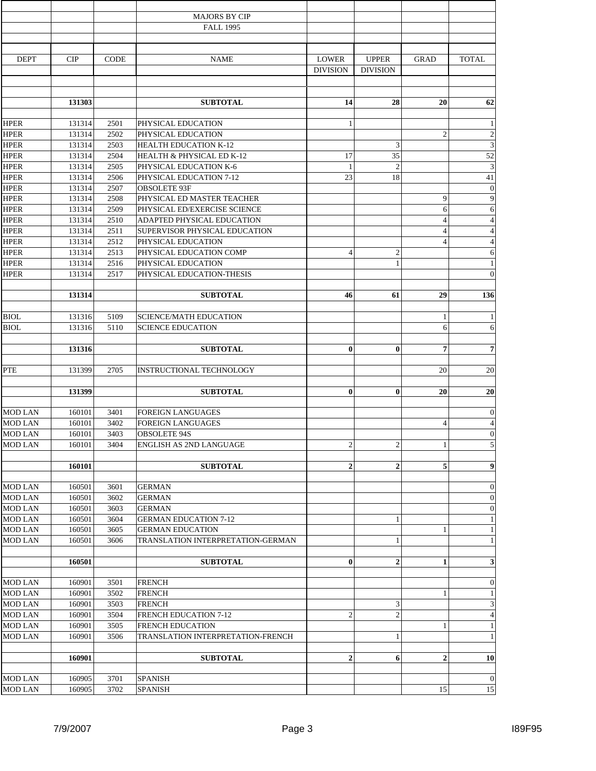MAJORS BY CIP

FALL 1995

| DEPT | CIP | CODE | NAME | LOWER DIVISION | UPPER DIVISION | GRAD | TOTAL |
|---|---|---|---|---|---|---|---|
| | **131303** | | **SUBTOTAL** | **14** | **28** | **20** | **62** |
| HPER | 131314 | 2501 | PHYSICAL EDUCATION | 1 | | | 1 |
| HPER | 131314 | 2502 | PHYSICAL EDUCATION | | | 2 | 2 |
| HPER | 131314 | 2503 | HEALTH EDUCATION K-12 | | 3 | | 3 |
| HPER | 131314 | 2504 | HEALTH & PHYSICAL ED K-12 | 17 | 35 | | 52 |
| HPER | 131314 | 2505 | PHYSICAL EDUCATION K-6 | 1 | 2 | | 3 |
| HPER | 131314 | 2506 | PHYSICAL EDUCATION 7-12 | 23 | 18 | | 41 |
| HPER | 131314 | 2507 | OBSOLETE 93F | | | | 0 |
| HPER | 131314 | 2508 | PHYSICAL ED MASTER TEACHER | | | 9 | 9 |
| HPER | 131314 | 2509 | PHYSICAL ED/EXERCISE SCIENCE | | | 6 | 6 |
| HPER | 131314 | 2510 | ADAPTED PHYSICAL EDUCATION | | | 4 | 4 |
| HPER | 131314 | 2511 | SUPERVISOR PHYSICAL EDUCATION | | | 4 | 4 |
| HPER | 131314 | 2512 | PHYSICAL EDUCATION | | | 4 | 4 |
| HPER | 131314 | 2513 | PHYSICAL EDUCATION COMP | 4 | 2 | | 6 |
| HPER | 131314 | 2516 | PHYSICAL EDUCATION | | 1 | | 1 |
| HPER | 131314 | 2517 | PHYSICAL EDUCATION-THESIS | | | | 0 |
| | **131314** | | **SUBTOTAL** | **46** | **61** | **29** | **136** |
| BIOL | 131316 | 5109 | SCIENCE/MATH EDUCATION | | | 1 | 1 |
| BIOL | 131316 | 5110 | SCIENCE EDUCATION | | | 6 | 6 |
| | **131316** | | **SUBTOTAL** | **0** | **0** | **7** | **7** |
| PTE | 131399 | 2705 | INSTRUCTIONAL TECHNOLOGY | | | 20 | 20 |
| | **131399** | | **SUBTOTAL** | **0** | **0** | **20** | **20** |
| MOD LAN | 160101 | 3401 | FOREIGN LANGUAGES | | | | 0 |
| MOD LAN | 160101 | 3402 | FOREIGN LANGUAGES | | | 4 | 4 |
| MOD LAN | 160101 | 3403 | OBSOLETE 94S | | | | 0 |
| MOD LAN | 160101 | 3404 | ENGLISH AS 2ND LANGUAGE | 2 | 2 | 1 | 5 |
| | **160101** | | **SUBTOTAL** | **2** | **2** | **5** | **9** |
| MOD LAN | 160501 | 3601 | GERMAN | | | | 0 |
| MOD LAN | 160501 | 3602 | GERMAN | | | | 0 |
| MOD LAN | 160501 | 3603 | GERMAN | | | | 0 |
| MOD LAN | 160501 | 3604 | GERMAN EDUCATION 7-12 | | 1 | | 1 |
| MOD LAN | 160501 | 3605 | GERMAN EDUCATION | | | 1 | 1 |
| MOD LAN | 160501 | 3606 | TRANSLATION INTERPRETATION-GERMAN | | 1 | | 1 |
| | **160501** | | **SUBTOTAL** | **0** | **2** | **1** | **3** |
| MOD LAN | 160901 | 3501 | FRENCH | | | | 0 |
| MOD LAN | 160901 | 3502 | FRENCH | | | 1 | 1 |
| MOD LAN | 160901 | 3503 | FRENCH | | 3 | | 3 |
| MOD LAN | 160901 | 3504 | FRENCH EDUCATION 7-12 | 2 | 2 | | 4 |
| MOD LAN | 160901 | 3505 | FRENCH EDUCATION | | | 1 | 1 |
| MOD LAN | 160901 | 3506 | TRANSLATION INTERPRETATION-FRENCH | | 1 | | 1 |
| | **160901** | | **SUBTOTAL** | **2** | **6** | **2** | **10** |
| MOD LAN | 160905 | 3701 | SPANISH | | | | 0 |
| MOD LAN | 160905 | 3702 | SPANISH | | | 15 | 15 |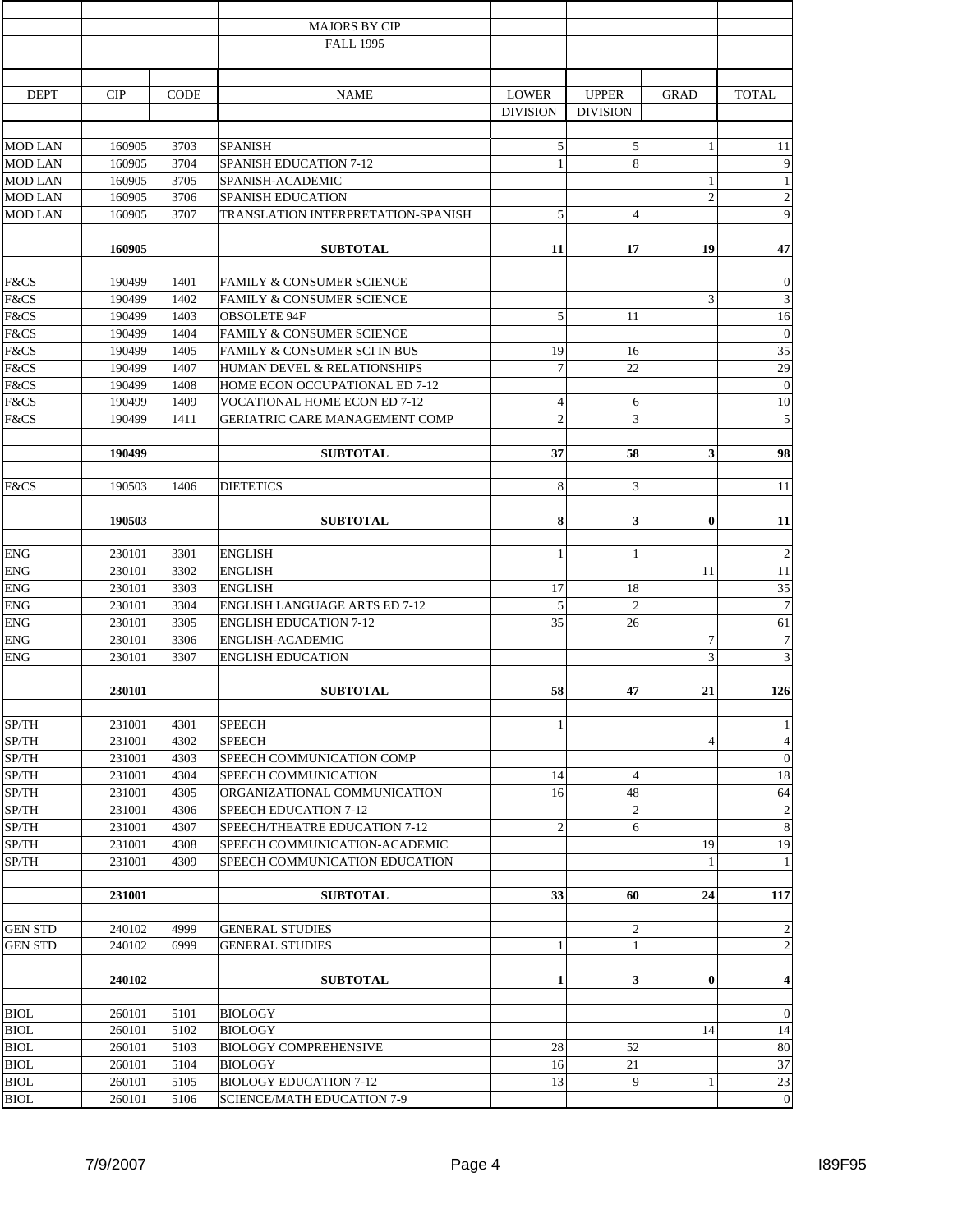MAJORS BY CIP

FALL 1995

| DEPT | CIP | CODE | NAME | LOWER DIVISION | UPPER DIVISION | GRAD | TOTAL |
|---|---|---|---|---|---|---|---|
| MOD LAN | 160905 | 3703 | SPANISH | 5 | 5 | 1 | 11 |
| MOD LAN | 160905 | 3704 | SPANISH EDUCATION 7-12 | 1 | 8 | | 9 |
| MOD LAN | 160905 | 3705 | SPANISH-ACADEMIC | | | 1 | 1 |
| MOD LAN | 160905 | 3706 | SPANISH EDUCATION | | | 2 | 2 |
| MOD LAN | 160905 | 3707 | TRANSLATION INTERPRETATION-SPANISH | 5 | 4 | | 9 |
| | **160905** | | **SUBTOTAL** | **11** | **17** | **19** | **47** |
| F&CS | 190499 | 1401 | FAMILY & CONSUMER SCIENCE | | | | 0 |
| F&CS | 190499 | 1402 | FAMILY & CONSUMER SCIENCE | | | 3 | 3 |
| F&CS | 190499 | 1403 | OBSOLETE 94F | 5 | 11 | | 16 |
| F&CS | 190499 | 1404 | FAMILY & CONSUMER SCIENCE | | | | 0 |
| F&CS | 190499 | 1405 | FAMILY & CONSUMER SCI IN BUS | 19 | 16 | | 35 |
| F&CS | 190499 | 1407 | HUMAN DEVEL & RELATIONSHIPS | 7 | 22 | | 29 |
| F&CS | 190499 | 1408 | HOME ECON OCCUPATIONAL ED 7-12 | | | | 0 |
| F&CS | 190499 | 1409 | VOCATIONAL HOME ECON ED 7-12 | 4 | 6 | | 10 |
| F&CS | 190499 | 1411 | GERIATRIC CARE MANAGEMENT COMP | 2 | 3 | | 5 |
| | **190499** | | **SUBTOTAL** | **37** | **58** | **3** | **98** |
| F&CS | 190503 | 1406 | DIETETICS | 8 | 3 | | 11 |
| | **190503** | | **SUBTOTAL** | **8** | **3** | **0** | **11** |
| ENG | 230101 | 3301 | ENGLISH | 1 | 1 | | 2 |
| ENG | 230101 | 3302 | ENGLISH | | | 11 | 11 |
| ENG | 230101 | 3303 | ENGLISH | 17 | 18 | | 35 |
| ENG | 230101 | 3304 | ENGLISH LANGUAGE ARTS ED 7-12 | 5 | 2 | | 7 |
| ENG | 230101 | 3305 | ENGLISH EDUCATION 7-12 | 35 | 26 | | 61 |
| ENG | 230101 | 3306 | ENGLISH-ACADEMIC | | | 7 | 7 |
| ENG | 230101 | 3307 | ENGLISH EDUCATION | | | 3 | 3 |
| | **230101** | | **SUBTOTAL** | **58** | **47** | **21** | **126** |
| SP/TH | 231001 | 4301 | SPEECH | 1 | | | 1 |
| SP/TH | 231001 | 4302 | SPEECH | | | 4 | 4 |
| SP/TH | 231001 | 4303 | SPEECH COMMUNICATION COMP | | | | 0 |
| SP/TH | 231001 | 4304 | SPEECH COMMUNICATION | 14 | 4 | | 18 |
| SP/TH | 231001 | 4305 | ORGANIZATIONAL COMMUNICATION | 16 | 48 | | 64 |
| SP/TH | 231001 | 4306 | SPEECH EDUCATION 7-12 | | 2 | | 2 |
| SP/TH | 231001 | 4307 | SPEECH/THEATRE EDUCATION 7-12 | 2 | 6 | | 8 |
| SP/TH | 231001 | 4308 | SPEECH COMMUNICATION-ACADEMIC | | | 19 | 19 |
| SP/TH | 231001 | 4309 | SPEECH COMMUNICATION EDUCATION | | | 1 | 1 |
| | **231001** | | **SUBTOTAL** | **33** | **60** | **24** | **117** |
| GEN STD | 240102 | 4999 | GENERAL STUDIES | | 2 | | 2 |
| GEN STD | 240102 | 6999 | GENERAL STUDIES | 1 | 1 | | 2 |
| | **240102** | | **SUBTOTAL** | **1** | **3** | **0** | **4** |
| BIOL | 260101 | 5101 | BIOLOGY | | | | 0 |
| BIOL | 260101 | 5102 | BIOLOGY | | | 14 | 14 |
| BIOL | 260101 | 5103 | BIOLOGY COMPREHENSIVE | 28 | 52 | | 80 |
| BIOL | 260101 | 5104 | BIOLOGY | 16 | 21 | | 37 |
| BIOL | 260101 | 5105 | BIOLOGY EDUCATION 7-12 | 13 | 9 | 1 | 23 |
| BIOL | 260101 | 5106 | SCIENCE/MATH EDUCATION 7-9 | | | | 0 |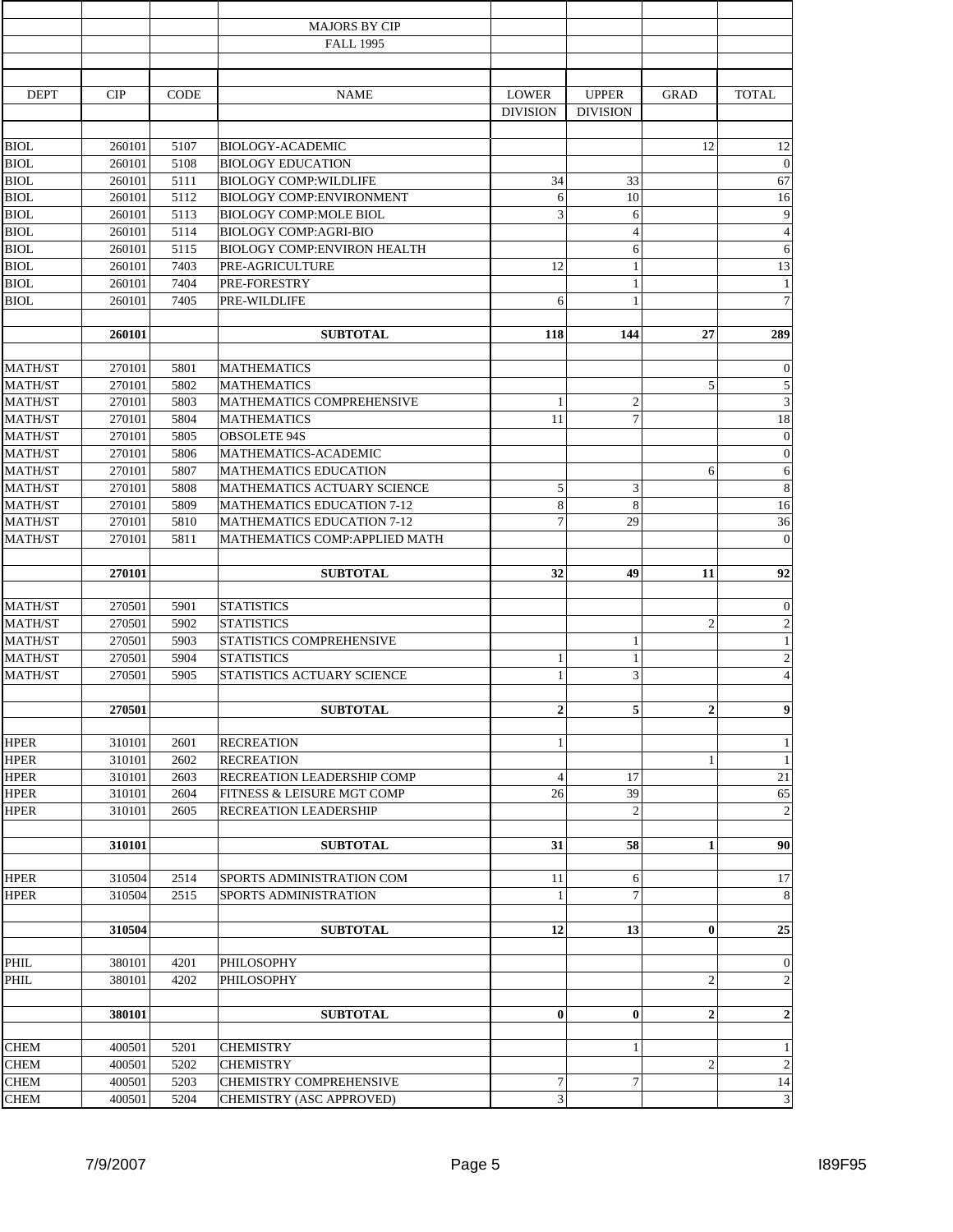MAJORS BY CIP

FALL 1995

| DEPT | CIP | CODE | NAME | LOWER DIVISION | UPPER DIVISION | GRAD | TOTAL |
|---|---|---|---|---|---|---|---|
| BIOL | 260101 | 5107 | BIOLOGY-ACADEMIC | | | 12 | 12 |
| BIOL | 260101 | 5108 | BIOLOGY EDUCATION | | | | 0 |
| BIOL | 260101 | 5111 | BIOLOGY COMP:WILDLIFE | 34 | 33 | | 67 |
| BIOL | 260101 | 5112 | BIOLOGY COMP:ENVIRONMENT | 6 | 10 | | 16 |
| BIOL | 260101 | 5113 | BIOLOGY COMP:MOLE BIOL | 3 | 6 | | 9 |
| BIOL | 260101 | 5114 | BIOLOGY COMP:AGRI-BIO | | 4 | | 4 |
| BIOL | 260101 | 5115 | BIOLOGY COMP:ENVIRON HEALTH | | 6 | | 6 |
| BIOL | 260101 | 7403 | PRE-AGRICULTURE | 12 | 1 | | 13 |
| BIOL | 260101 | 7404 | PRE-FORESTRY | | 1 | | 1 |
| BIOL | 260101 | 7405 | PRE-WILDLIFE | 6 | 1 | | 7 |
| | **260101** | | **SUBTOTAL** | **118** | **144** | **27** | **289** |
| MATH/ST | 270101 | 5801 | MATHEMATICS | | | | 0 |
| MATH/ST | 270101 | 5802 | MATHEMATICS | | | 5 | 5 |
| MATH/ST | 270101 | 5803 | MATHEMATICS COMPREHENSIVE | 1 | 2 | | 3 |
| MATH/ST | 270101 | 5804 | MATHEMATICS | 11 | 7 | | 18 |
| MATH/ST | 270101 | 5805 | OBSOLETE 94S | | | | 0 |
| MATH/ST | 270101 | 5806 | MATHEMATICS-ACADEMIC | | | | 0 |
| MATH/ST | 270101 | 5807 | MATHEMATICS EDUCATION | | | 6 | 6 |
| MATH/ST | 270101 | 5808 | MATHEMATICS ACTUARY SCIENCE | 5 | 3 | | 8 |
| MATH/ST | 270101 | 5809 | MATHEMATICS EDUCATION 7-12 | 8 | 8 | | 16 |
| MATH/ST | 270101 | 5810 | MATHEMATICS EDUCATION 7-12 | 7 | 29 | | 36 |
| MATH/ST | 270101 | 5811 | MATHEMATICS COMP:APPLIED MATH | | | | 0 |
| | **270101** | | **SUBTOTAL** | **32** | **49** | **11** | **92** |
| MATH/ST | 270501 | 5901 | STATISTICS | | | | 0 |
| MATH/ST | 270501 | 5902 | STATISTICS | | | 2 | 2 |
| MATH/ST | 270501 | 5903 | STATISTICS COMPREHENSIVE | | 1 | | 1 |
| MATH/ST | 270501 | 5904 | STATISTICS | 1 | 1 | | 2 |
| MATH/ST | 270501 | 5905 | STATISTICS ACTUARY SCIENCE | 1 | 3 | | 4 |
| | **270501** | | **SUBTOTAL** | **2** | **5** | **2** | **9** |
| HPER | 310101 | 2601 | RECREATION | 1 | | | 1 |
| HPER | 310101 | 2602 | RECREATION | | | 1 | 1 |
| HPER | 310101 | 2603 | RECREATION LEADERSHIP COMP | 4 | 17 | | 21 |
| HPER | 310101 | 2604 | FITNESS & LEISURE MGT COMP | 26 | 39 | | 65 |
| HPER | 310101 | 2605 | RECREATION LEADERSHIP | | 2 | | 2 |
| | **310101** | | **SUBTOTAL** | **31** | **58** | **1** | **90** |
| HPER | 310504 | 2514 | SPORTS ADMINISTRATION COM | 11 | 6 | | 17 |
| HPER | 310504 | 2515 | SPORTS ADMINISTRATION | 1 | 7 | | 8 |
| | **310504** | | **SUBTOTAL** | **12** | **13** | **0** | **25** |
| PHIL | 380101 | 4201 | PHILOSOPHY | | | | 0 |
| PHIL | 380101 | 4202 | PHILOSOPHY | | | 2 | 2 |
| | **380101** | | **SUBTOTAL** | **0** | **0** | **2** | **2** |
| CHEM | 400501 | 5201 | CHEMISTRY | | 1 | | 1 |
| CHEM | 400501 | 5202 | CHEMISTRY | | | 2 | 2 |
| CHEM | 400501 | 5203 | CHEMISTRY COMPREHENSIVE | 7 | 7 | | 14 |
| CHEM | 400501 | 5204 | CHEMISTRY (ASC APPROVED) | 3 | | | 3 |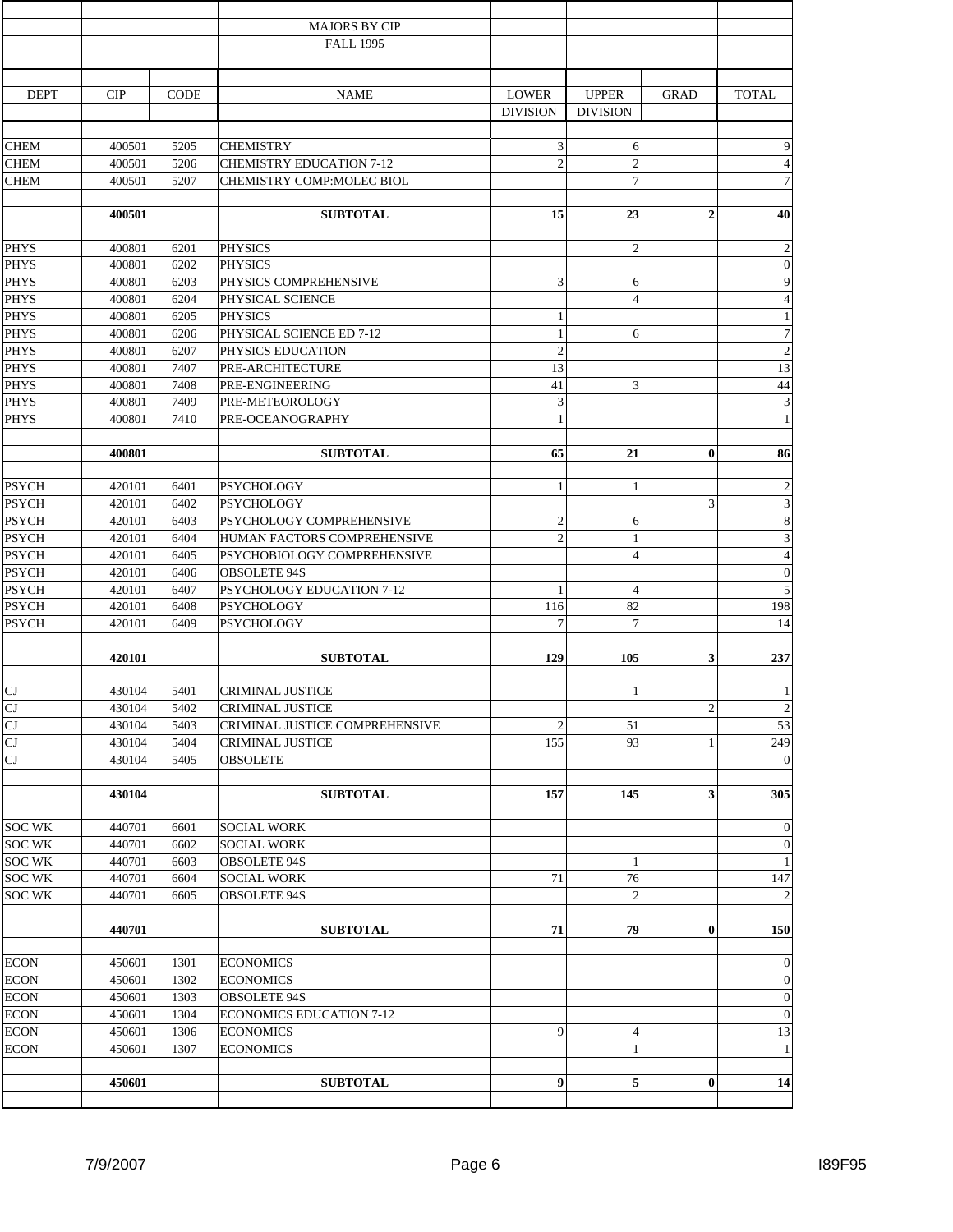MAJORS BY CIP

FALL 1995

| DEPT | CIP | CODE | NAME | LOWER DIVISION | UPPER DIVISION | GRAD | TOTAL |
|---|---|---|---|---|---|---|---|
| CHEM | 400501 | 5205 | CHEMISTRY | 3 | 6 | | 9 |
| CHEM | 400501 | 5206 | CHEMISTRY EDUCATION 7-12 | 2 | 2 | | 4 |
| CHEM | 400501 | 5207 | CHEMISTRY COMP:MOLEC BIOL | | 7 | | 7 |
| | **400501** | | **SUBTOTAL** | **15** | **23** | **2** | **40** |
| PHYS | 400801 | 6201 | PHYSICS | | 2 | | 2 |
| PHYS | 400801 | 6202 | PHYSICS | | | | 0 |
| PHYS | 400801 | 6203 | PHYSICS COMPREHENSIVE | 3 | 6 | | 9 |
| PHYS | 400801 | 6204 | PHYSICAL SCIENCE | | 4 | | 4 |
| PHYS | 400801 | 6205 | PHYSICS | 1 | | | 1 |
| PHYS | 400801 | 6206 | PHYSICAL SCIENCE ED 7-12 | 1 | 6 | | 7 |
| PHYS | 400801 | 6207 | PHYSICS EDUCATION | 2 | | | 2 |
| PHYS | 400801 | 7407 | PRE-ARCHITECTURE | 13 | | | 13 |
| PHYS | 400801 | 7408 | PRE-ENGINEERING | 41 | 3 | | 44 |
| PHYS | 400801 | 7409 | PRE-METEOROLOGY | 3 | | | 3 |
| PHYS | 400801 | 7410 | PRE-OCEANOGRAPHY | 1 | | | 1 |
| | **400801** | | **SUBTOTAL** | **65** | **21** | **0** | **86** |
| PSYCH | 420101 | 6401 | PSYCHOLOGY | 1 | 1 | | 2 |
| PSYCH | 420101 | 6402 | PSYCHOLOGY | | | 3 | 3 |
| PSYCH | 420101 | 6403 | PSYCHOLOGY COMPREHENSIVE | 2 | 6 | | 8 |
| PSYCH | 420101 | 6404 | HUMAN FACTORS COMPREHENSIVE | 2 | 1 | | 3 |
| PSYCH | 420101 | 6405 | PSYCHOBIOLOGY COMPREHENSIVE | | 4 | | 4 |
| PSYCH | 420101 | 6406 | OBSOLETE 94S | | | | 0 |
| PSYCH | 420101 | 6407 | PSYCHOLOGY EDUCATION 7-12 | 1 | 4 | | 5 |
| PSYCH | 420101 | 6408 | PSYCHOLOGY | 116 | 82 | | 198 |
| PSYCH | 420101 | 6409 | PSYCHOLOGY | 7 | 7 | | 14 |
| | **420101** | | **SUBTOTAL** | **129** | **105** | **3** | **237** |
| CJ | 430104 | 5401 | CRIMINAL JUSTICE | | 1 | | 1 |
| CJ | 430104 | 5402 | CRIMINAL JUSTICE | | | 2 | 2 |
| CJ | 430104 | 5403 | CRIMINAL JUSTICE COMPREHENSIVE | 2 | 51 | | 53 |
| CJ | 430104 | 5404 | CRIMINAL JUSTICE | 155 | 93 | 1 | 249 |
| CJ | 430104 | 5405 | OBSOLETE | | | | 0 |
| | **430104** | | **SUBTOTAL** | **157** | **145** | **3** | **305** |
| SOC WK | 440701 | 6601 | SOCIAL WORK | | | | 0 |
| SOC WK | 440701 | 6602 | SOCIAL WORK | | | | 0 |
| SOC WK | 440701 | 6603 | OBSOLETE 94S | | 1 | | 1 |
| SOC WK | 440701 | 6604 | SOCIAL WORK | 71 | 76 | | 147 |
| SOC WK | 440701 | 6605 | OBSOLETE 94S | | 2 | | 2 |
| | **440701** | | **SUBTOTAL** | **71** | **79** | **0** | **150** |
| ECON | 450601 | 1301 | ECONOMICS | | | | 0 |
| ECON | 450601 | 1302 | ECONOMICS | | | | 0 |
| ECON | 450601 | 1303 | OBSOLETE 94S | | | | 0 |
| ECON | 450601 | 1304 | ECONOMICS EDUCATION 7-12 | | | | 0 |
| ECON | 450601 | 1306 | ECONOMICS | 9 | 4 | | 13 |
| ECON | 450601 | 1307 | ECONOMICS | | 1 | | 1 |
| | **450601** | | **SUBTOTAL** | **9** | **5** | **0** | **14** |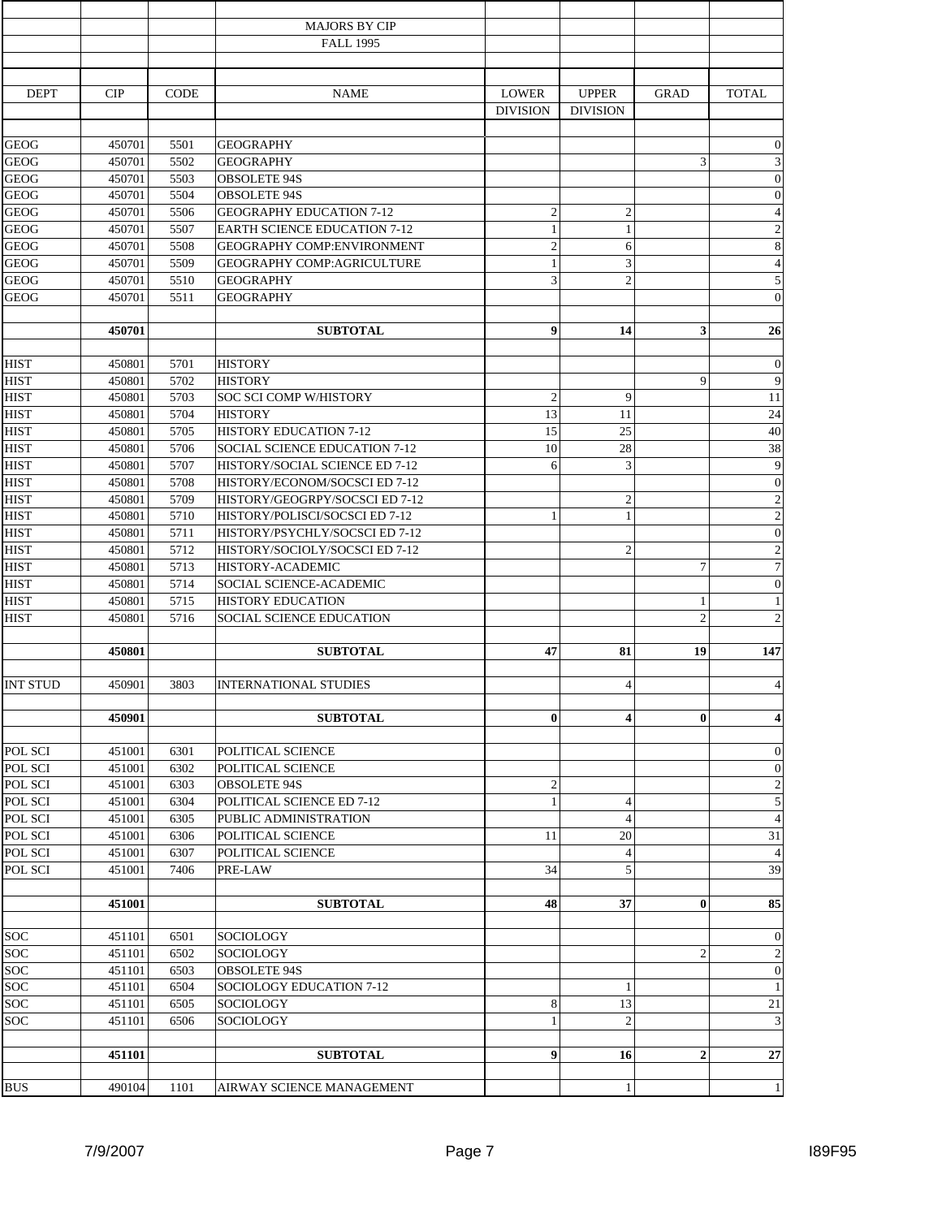MAJORS BY CIP

FALL 1995

| DEPT | CIP | CODE | NAME | LOWER DIVISION | UPPER DIVISION | GRAD | TOTAL |
|---|---|---|---|---|---|---|---|
| GEOG | 450701 | 5501 | GEOGRAPHY | | | | 0 |
| GEOG | 450701 | 5502 | GEOGRAPHY | | | 3 | 3 |
| GEOG | 450701 | 5503 | OBSOLETE 94S | | | | 0 |
| GEOG | 450701 | 5504 | OBSOLETE 94S | | | | 0 |
| GEOG | 450701 | 5506 | GEOGRAPHY EDUCATION 7-12 | 2 | 2 | | 4 |
| GEOG | 450701 | 5507 | EARTH SCIENCE EDUCATION 7-12 | 1 | 1 | | 2 |
| GEOG | 450701 | 5508 | GEOGRAPHY COMP:ENVIRONMENT | 2 | 6 | | 8 |
| GEOG | 450701 | 5509 | GEOGRAPHY COMP:AGRICULTURE | 1 | 3 | | 4 |
| GEOG | 450701 | 5510 | GEOGRAPHY | 3 | 2 | | 5 |
| GEOG | 450701 | 5511 | GEOGRAPHY | | | | 0 |
| | **450701** | | **SUBTOTAL** | **9** | **14** | **3** | **26** |
| HIST | 450801 | 5701 | HISTORY | | | | 0 |
| HIST | 450801 | 5702 | HISTORY | | | 9 | 9 |
| HIST | 450801 | 5703 | SOC SCI COMP W/HISTORY | 2 | 9 | | 11 |
| HIST | 450801 | 5704 | HISTORY | 13 | 11 | | 24 |
| HIST | 450801 | 5705 | HISTORY EDUCATION 7-12 | 15 | 25 | | 40 |
| HIST | 450801 | 5706 | SOCIAL SCIENCE EDUCATION 7-12 | 10 | 28 | | 38 |
| HIST | 450801 | 5707 | HISTORY/SOCIAL SCIENCE ED 7-12 | 6 | 3 | | 9 |
| HIST | 450801 | 5708 | HISTORY/ECONOM/SOCSCI ED 7-12 | | | | 0 |
| HIST | 450801 | 5709 | HISTORY/GEOGRPY/SOCSCI ED 7-12 | | 2 | | 2 |
| HIST | 450801 | 5710 | HISTORY/POLISCI/SOCSCI ED 7-12 | 1 | 1 | | 2 |
| HIST | 450801 | 5711 | HISTORY/PSYCHLY/SOCSCI ED 7-12 | | | | 0 |
| HIST | 450801 | 5712 | HISTORY/SOCIOLY/SOCSCI ED 7-12 | | 2 | | 2 |
| HIST | 450801 | 5713 | HISTORY-ACADEMIC | | | 7 | 7 |
| HIST | 450801 | 5714 | SOCIAL SCIENCE-ACADEMIC | | | | 0 |
| HIST | 450801 | 5715 | HISTORY EDUCATION | | | 1 | 1 |
| HIST | 450801 | 5716 | SOCIAL SCIENCE EDUCATION | | | 2 | 2 |
| | **450801** | | **SUBTOTAL** | **47** | **81** | **19** | **147** |
| INT STUD | 450901 | 3803 | INTERNATIONAL STUDIES | | 4 | | 4 |
| | **450901** | | **SUBTOTAL** | **0** | **4** | **0** | **4** |
| POL SCI | 451001 | 6301 | POLITICAL SCIENCE | | | | 0 |
| POL SCI | 451001 | 6302 | POLITICAL SCIENCE | | | | 0 |
| POL SCI | 451001 | 6303 | OBSOLETE 94S | 2 | | | 2 |
| POL SCI | 451001 | 6304 | POLITICAL SCIENCE ED 7-12 | 1 | 4 | | 5 |
| POL SCI | 451001 | 6305 | PUBLIC ADMINISTRATION | | 4 | | 4 |
| POL SCI | 451001 | 6306 | POLITICAL SCIENCE | 11 | 20 | | 31 |
| POL SCI | 451001 | 6307 | POLITICAL SCIENCE | | 4 | | 4 |
| POL SCI | 451001 | 7406 | PRE-LAW | 34 | 5 | | 39 |
| | **451001** | | **SUBTOTAL** | **48** | **37** | **0** | **85** |
| SOC | 451101 | 6501 | SOCIOLOGY | | | | 0 |
| SOC | 451101 | 6502 | SOCIOLOGY | | | 2 | 2 |
| SOC | 451101 | 6503 | OBSOLETE 94S | | | | 0 |
| SOC | 451101 | 6504 | SOCIOLOGY EDUCATION 7-12 | | 1 | | 1 |
| SOC | 451101 | 6505 | SOCIOLOGY | 8 | 13 | | 21 |
| SOC | 451101 | 6506 | SOCIOLOGY | 1 | 2 | | 3 |
| | **451101** | | **SUBTOTAL** | **9** | **16** | **2** | **27** |
| BUS | 490104 | 1101 | AIRWAY SCIENCE MANAGEMENT | | 1 | | 1 |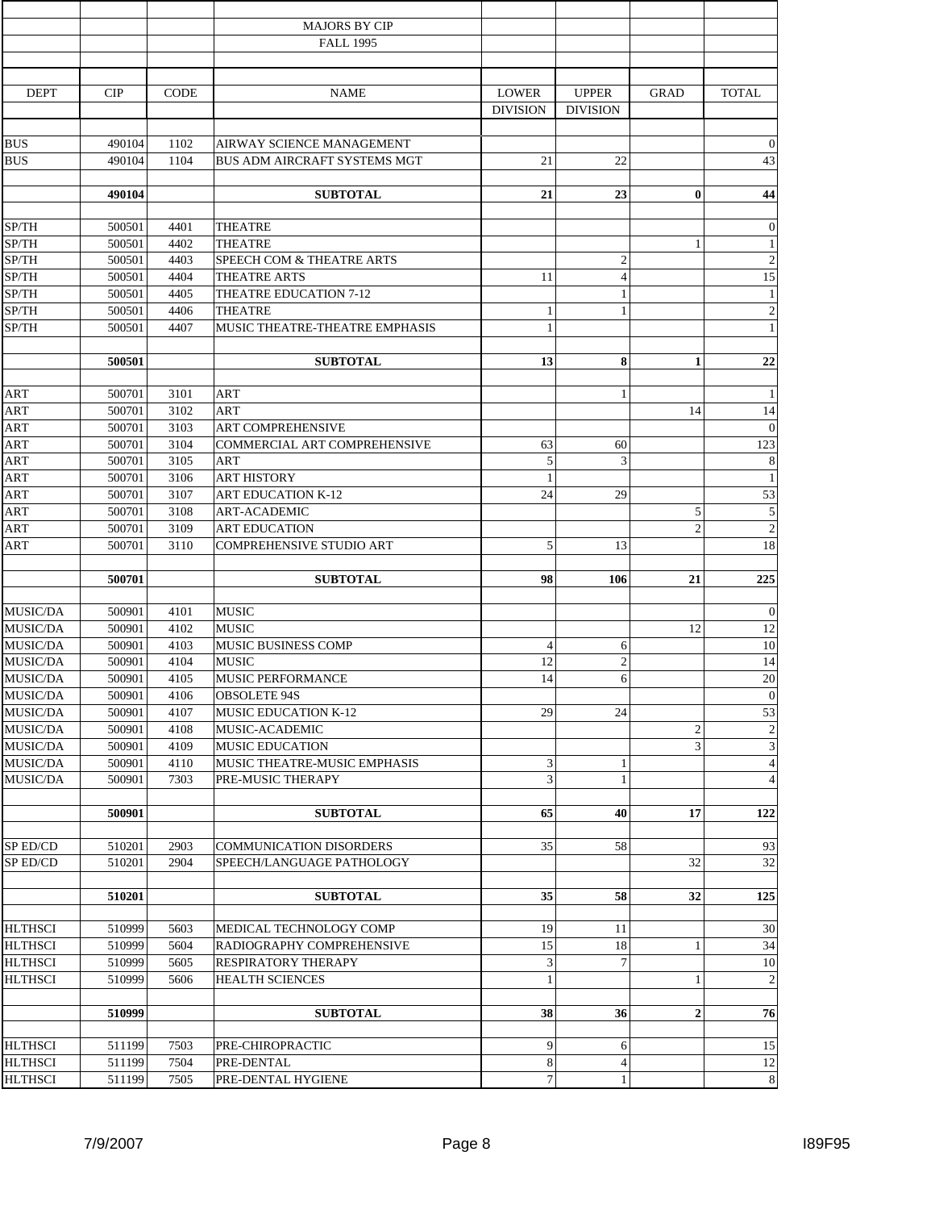MAJORS BY CIP

FALL 1995

| DEPT | CIP | CODE | NAME | LOWER DIVISION | UPPER DIVISION | GRAD | TOTAL |
|---|---|---|---|---|---|---|---|
| BUS | 490104 | 1102 | AIRWAY SCIENCE MANAGEMENT | | | | 0 |
| BUS | 490104 | 1104 | BUS ADM AIRCRAFT SYSTEMS MGT | 21 | 22 | | 43 |
| | **490104** | | **SUBTOTAL** | **21** | **23** | **0** | **44** |
| SP/TH | 500501 | 4401 | THEATRE | | | | 0 |
| SP/TH | 500501 | 4402 | THEATRE | | | 1 | 1 |
| SP/TH | 500501 | 4403 | SPEECH COM & THEATRE ARTS | | 2 | | 2 |
| SP/TH | 500501 | 4404 | THEATRE ARTS | 11 | 4 | | 15 |
| SP/TH | 500501 | 4405 | THEATRE EDUCATION 7-12 | | 1 | | 1 |
| SP/TH | 500501 | 4406 | THEATRE | 1 | 1 | | 2 |
| SP/TH | 500501 | 4407 | MUSIC THEATRE-THEATRE EMPHASIS | 1 | | | 1 |
| | **500501** | | **SUBTOTAL** | **13** | **8** | **1** | **22** |
| ART | 500701 | 3101 | ART | | 1 | | 1 |
| ART | 500701 | 3102 | ART | | | 14 | 14 |
| ART | 500701 | 3103 | ART COMPREHENSIVE | | | | 0 |
| ART | 500701 | 3104 | COMMERCIAL ART COMPREHENSIVE | 63 | 60 | | 123 |
| ART | 500701 | 3105 | ART | 5 | 3 | | 8 |
| ART | 500701 | 3106 | ART HISTORY | 1 | | | 1 |
| ART | 500701 | 3107 | ART EDUCATION K-12 | 24 | 29 | | 53 |
| ART | 500701 | 3108 | ART-ACADEMIC | | | 5 | 5 |
| ART | 500701 | 3109 | ART EDUCATION | | | 2 | 2 |
| ART | 500701 | 3110 | COMPREHENSIVE STUDIO ART | 5 | 13 | | 18 |
| | **500701** | | **SUBTOTAL** | **98** | **106** | **21** | **225** |
| MUSIC/DA | 500901 | 4101 | MUSIC | | | | 0 |
| MUSIC/DA | 500901 | 4102 | MUSIC | | | 12 | 12 |
| MUSIC/DA | 500901 | 4103 | MUSIC BUSINESS COMP | 4 | 6 | | 10 |
| MUSIC/DA | 500901 | 4104 | MUSIC | 12 | 2 | | 14 |
| MUSIC/DA | 500901 | 4105 | MUSIC PERFORMANCE | 14 | 6 | | 20 |
| MUSIC/DA | 500901 | 4106 | OBSOLETE 94S | | | | 0 |
| MUSIC/DA | 500901 | 4107 | MUSIC EDUCATION K-12 | 29 | 24 | | 53 |
| MUSIC/DA | 500901 | 4108 | MUSIC-ACADEMIC | | | 2 | 2 |
| MUSIC/DA | 500901 | 4109 | MUSIC EDUCATION | | | 3 | 3 |
| MUSIC/DA | 500901 | 4110 | MUSIC THEATRE-MUSIC EMPHASIS | 3 | 1 | | 4 |
| MUSIC/DA | 500901 | 7303 | PRE-MUSIC THERAPY | 3 | 1 | | 4 |
| | **500901** | | **SUBTOTAL** | **65** | **40** | **17** | **122** |
| SP ED/CD | 510201 | 2903 | COMMUNICATION DISORDERS | 35 | 58 | | 93 |
| SP ED/CD | 510201 | 2904 | SPEECH/LANGUAGE PATHOLOGY | | | 32 | 32 |
| | **510201** | | **SUBTOTAL** | **35** | **58** | **32** | **125** |
| HLTHSCI | 510999 | 5603 | MEDICAL TECHNOLOGY COMP | 19 | 11 | | 30 |
| HLTHSCI | 510999 | 5604 | RADIOGRAPHY COMPREHENSIVE | 15 | 18 | 1 | 34 |
| HLTHSCI | 510999 | 5605 | RESPIRATORY THERAPY | 3 | 7 | | 10 |
| HLTHSCI | 510999 | 5606 | HEALTH SCIENCES | 1 | | 1 | 2 |
| | **510999** | | **SUBTOTAL** | **38** | **36** | **2** | **76** |
| HLTHSCI | 511199 | 7503 | PRE-CHIROPRACTIC | 9 | 6 | | 15 |
| HLTHSCI | 511199 | 7504 | PRE-DENTAL | 8 | 4 | | 12 |
| HLTHSCI | 511199 | 7505 | PRE-DENTAL HYGIENE | 7 | 1 | | 8 |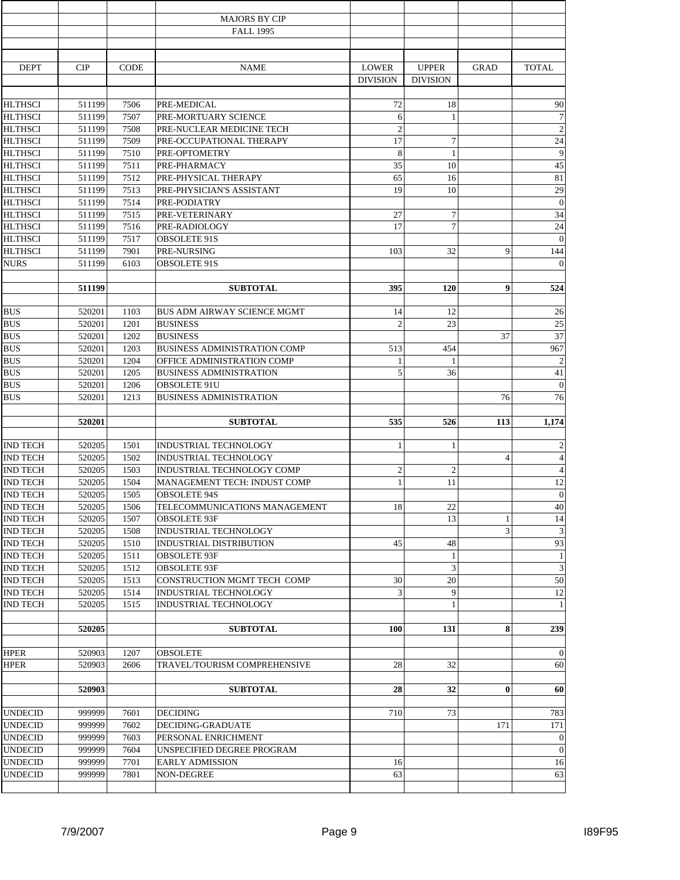## MAJORS BY CIP

## FALL 1995

| DEPT | CIP | CODE | NAME | LOWER DIVISION | UPPER DIVISION | GRAD | TOTAL |
|---|---|---|---|---|---|---|---|
| HLTHSCI | 511199 | 7506 | PRE-MEDICAL | 72 | 18 | | 90 |
| HLTHSCI | 511199 | 7507 | PRE-MORTUARY SCIENCE | 6 | 1 | | 7 |
| HLTHSCI | 511199 | 7508 | PRE-NUCLEAR MEDICINE TECH | 2 | | | 2 |
| HLTHSCI | 511199 | 7509 | PRE-OCCUPATIONAL THERAPY | 17 | 7 | | 24 |
| HLTHSCI | 511199 | 7510 | PRE-OPTOMETRY | 8 | 1 | | 9 |
| HLTHSCI | 511199 | 7511 | PRE-PHARMACY | 35 | 10 | | 45 |
| HLTHSCI | 511199 | 7512 | PRE-PHYSICAL THERAPY | 65 | 16 | | 81 |
| HLTHSCI | 511199 | 7513 | PRE-PHYSICIAN'S ASSISTANT | 19 | 10 | | 29 |
| HLTHSCI | 511199 | 7514 | PRE-PODIATRY | | | | 0 |
| HLTHSCI | 511199 | 7515 | PRE-VETERINARY | 27 | 7 | | 34 |
| HLTHSCI | 511199 | 7516 | PRE-RADIOLOGY | 17 | 7 | | 24 |
| HLTHSCI | 511199 | 7517 | OBSOLETE 91S | | | | 0 |
| HLTHSCI | 511199 | 7901 | PRE-NURSING | 103 | 32 | 9 | 144 |
| NURS | 511199 | 6103 | OBSOLETE 91S | | | | 0 |
| | | | | | | | |
| | **511199** | | **SUBTOTAL** | **395** | **120** | **9** | **524** |
| | | | | | | | |
| BUS | 520201 | 1103 | BUS ADM AIRWAY SCIENCE MGMT | 14 | 12 | | 26 |
| BUS | 520201 | 1201 | BUSINESS | 2 | 23 | | 25 |
| BUS | 520201 | 1202 | BUSINESS | | | 37 | 37 |
| BUS | 520201 | 1203 | BUSINESS ADMINISTRATION COMP | 513 | 454 | | 967 |
| BUS | 520201 | 1204 | OFFICE ADMINISTRATION COMP | 1 | 1 | | 2 |
| BUS | 520201 | 1205 | BUSINESS ADMINISTRATION | 5 | 36 | | 41 |
| BUS | 520201 | 1206 | OBSOLETE 91U | | | | 0 |
| BUS | 520201 | 1213 | BUSINESS ADMINISTRATION | | | 76 | 76 |
| | | | | | | | |
| | **520201** | | **SUBTOTAL** | **535** | **526** | **113** | **1,174** |
| | | | | | | | |
| IND TECH | 520205 | 1501 | INDUSTRIAL TECHNOLOGY | 1 | 1 | | 2 |
| IND TECH | 520205 | 1502 | INDUSTRIAL TECHNOLOGY | | | 4 | 4 |
| IND TECH | 520205 | 1503 | INDUSTRIAL TECHNOLOGY COMP | 2 | 2 | | 4 |
| IND TECH | 520205 | 1504 | MANAGEMENT TECH: INDUST COMP | 1 | 11 | | 12 |
| IND TECH | 520205 | 1505 | OBSOLETE 94S | | | | 0 |
| IND TECH | 520205 | 1506 | TELECOMMUNICATIONS MANAGEMENT | 18 | 22 | | 40 |
| IND TECH | 520205 | 1507 | OBSOLETE 93F | | 13 | 1 | 14 |
| IND TECH | 520205 | 1508 | INDUSTRIAL TECHNOLOGY | | | 3 | 3 |
| IND TECH | 520205 | 1510 | INDUSTRIAL DISTRIBUTION | 45 | 48 | | 93 |
| IND TECH | 520205 | 1511 | OBSOLETE 93F | | 1 | | 1 |
| IND TECH | 520205 | 1512 | OBSOLETE 93F | | 3 | | 3 |
| IND TECH | 520205 | 1513 | CONSTRUCTION MGMT TECH COMP | 30 | 20 | | 50 |
| IND TECH | 520205 | 1514 | INDUSTRIAL TECHNOLOGY | 3 | 9 | | 12 |
| IND TECH | 520205 | 1515 | INDUSTRIAL TECHNOLOGY | | 1 | | 1 |
| | | | | | | | |
| | **520205** | | **SUBTOTAL** | **100** | **131** | **8** | **239** |
| | | | | | | | |
| HPER | 520903 | 1207 | OBSOLETE | | | | 0 |
| HPER | 520903 | 2606 | TRAVEL/TOURISM COMPREHENSIVE | 28 | 32 | | 60 |
| | | | | | | | |
| | **520903** | | **SUBTOTAL** | **28** | **32** | **0** | **60** |
| | | | | | | | |
| UNDECID | 999999 | 7601 | DECIDING | 710 | 73 | | 783 |
| UNDECID | 999999 | 7602 | DECIDING-GRADUATE | | | 171 | 171 |
| UNDECID | 999999 | 7603 | PERSONAL ENRICHMENT | | | | 0 |
| UNDECID | 999999 | 7604 | UNSPECIFIED DEGREE PROGRAM | | | | 0 |
| UNDECID | 999999 | 7701 | EARLY ADMISSION | 16 | | | 16 |
| UNDECID | 999999 | 7801 | NON-DEGREE | 63 | | | 63 |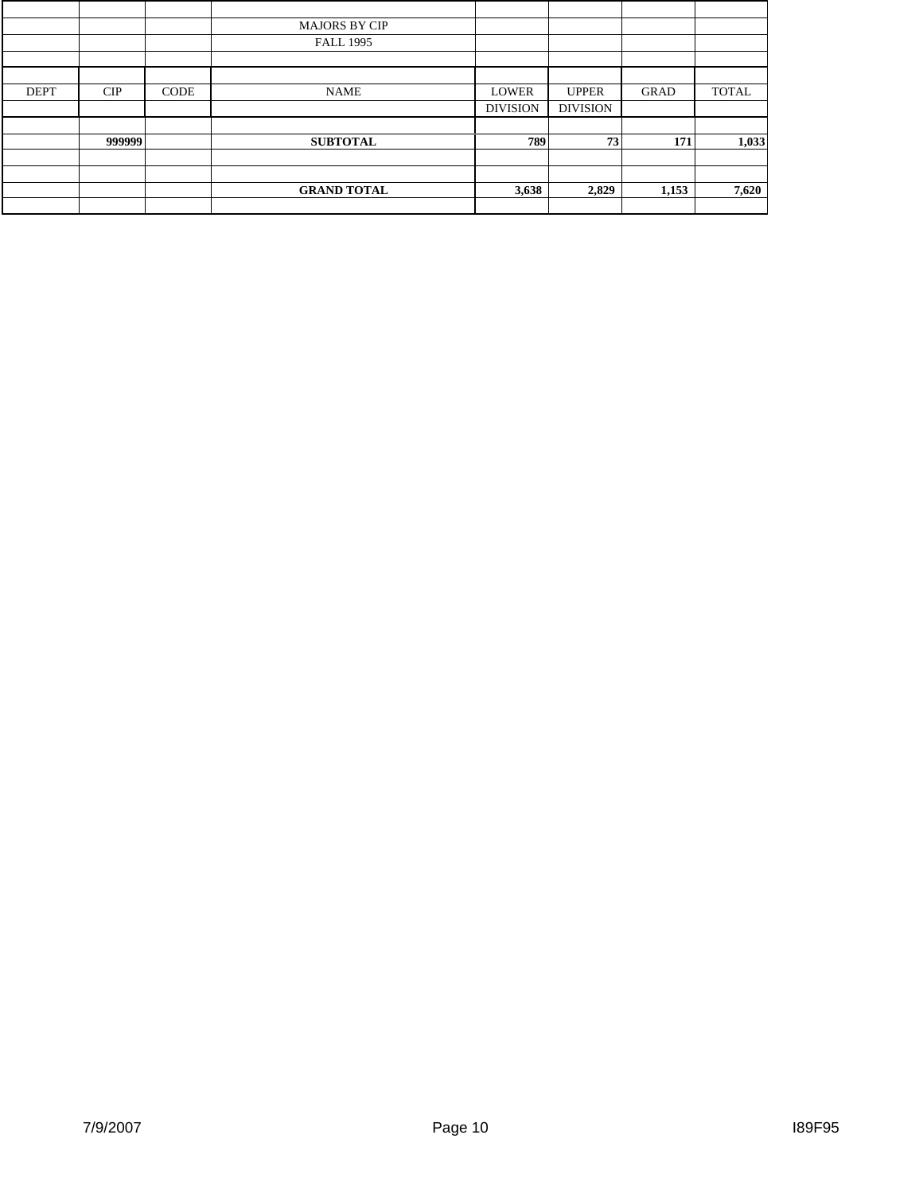MAJORS BY CIP

FALL 1995

| DEPT | CIP | CODE | NAME | LOWER DIVISION | UPPER DIVISION | GRAD | TOTAL |
|---|---|---|---|---|---|---|---|
| | **999999** | | **SUBTOTAL** | **789** | **73** | **171** | **1,033** |
| | | | | | | | |
| | | | **GRAND TOTAL** | **3,638** | **2,829** | **1,153** | **7,620** |